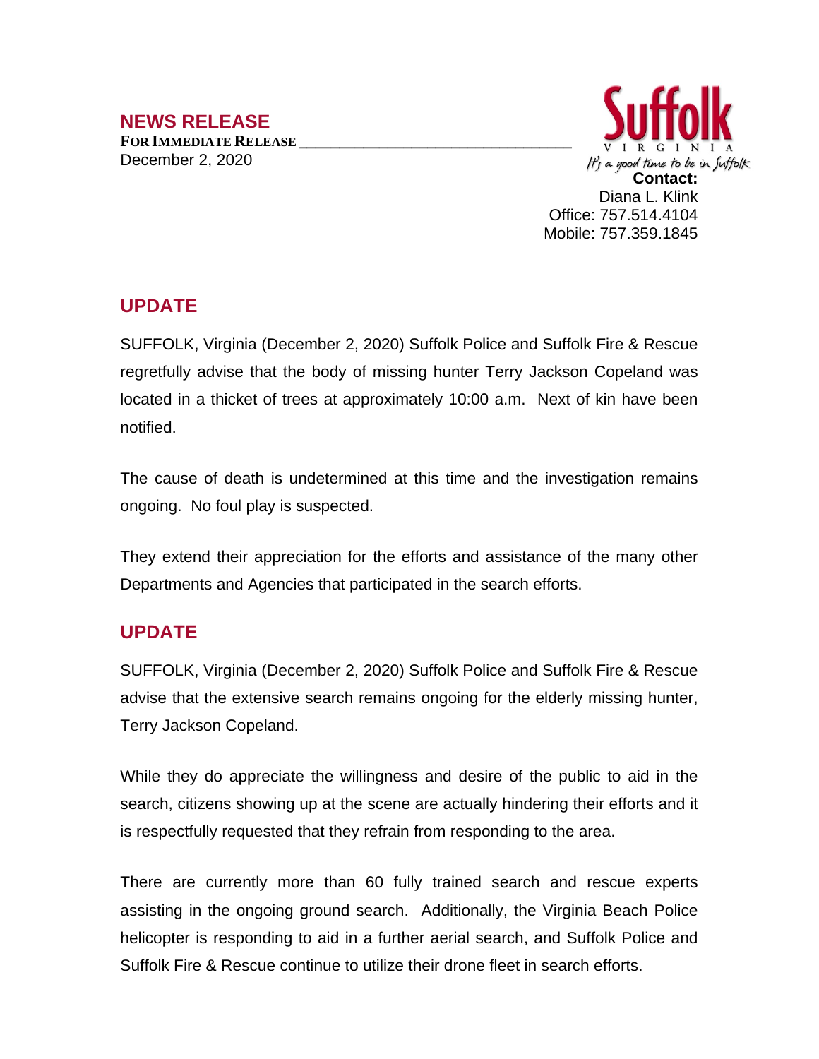# NEWS RELEASE

**FOR IMMEDIATE RELEASE**

December 2, 2020

Suffolk
VIRGINIA
*It's a good time to be in Suffolk*

**Contact:**
Diana L. Klink
Office: 757.514.4104
Mobile: 757.359.1845

## UPDATE

SUFFOLK, Virginia (December 2, 2020) Suffolk Police and Suffolk Fire & Rescue regretfully advise that the body of missing hunter Terry Jackson Copeland was located in a thicket of trees at approximately 10:00 a.m. Next of kin have been notified.

The cause of death is undetermined at this time and the investigation remains ongoing. No foul play is suspected.

They extend their appreciation for the efforts and assistance of the many other Departments and Agencies that participated in the search efforts.

## UPDATE

SUFFOLK, Virginia (December 2, 2020) Suffolk Police and Suffolk Fire & Rescue advise that the extensive search remains ongoing for the elderly missing hunter, Terry Jackson Copeland.

While they do appreciate the willingness and desire of the public to aid in the search, citizens showing up at the scene are actually hindering their efforts and it is respectfully requested that they refrain from responding to the area.

There are currently more than 60 fully trained search and rescue experts assisting in the ongoing ground search. Additionally, the Virginia Beach Police helicopter is responding to aid in a further aerial search, and Suffolk Police and Suffolk Fire & Rescue continue to utilize their drone fleet in search efforts.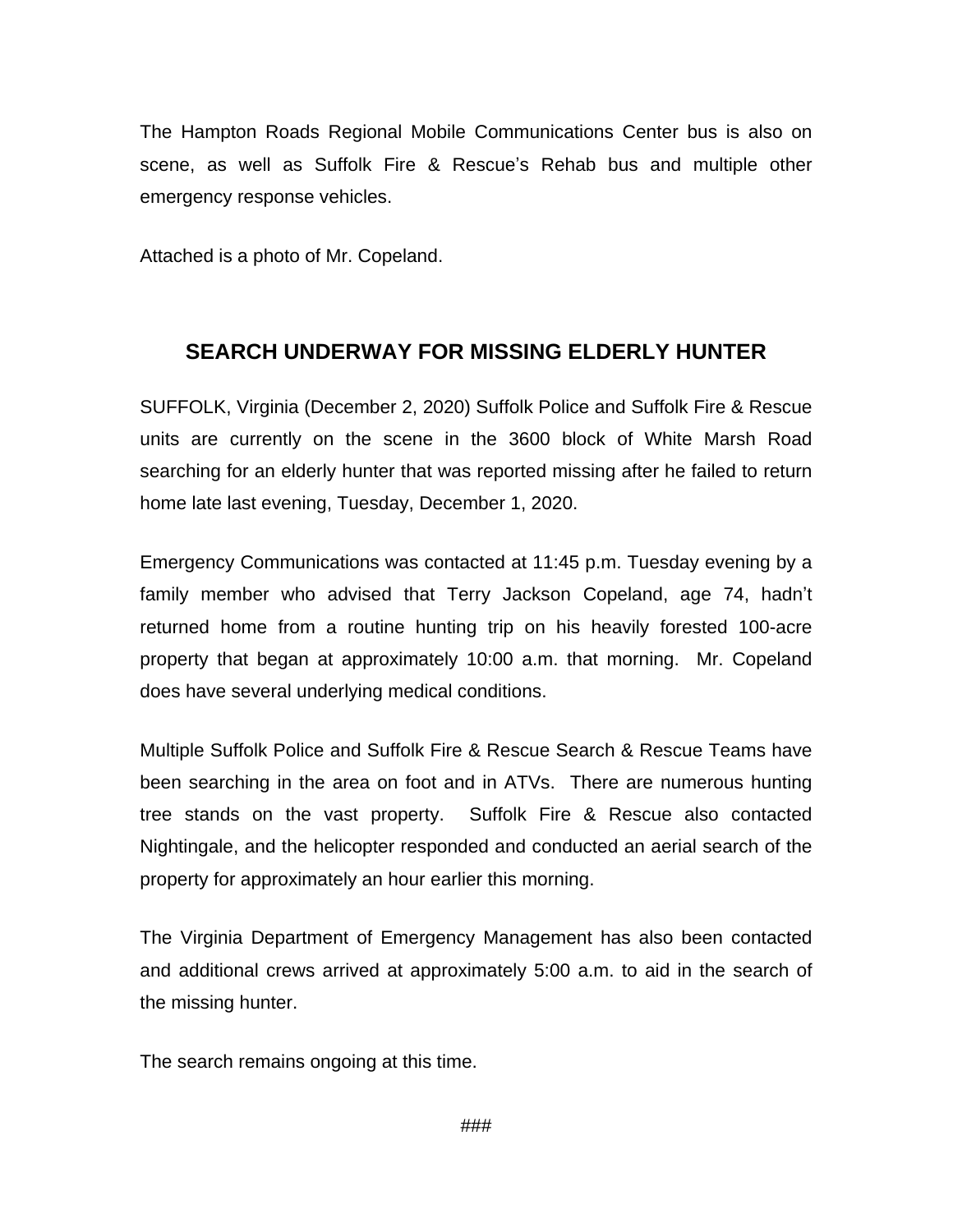The Hampton Roads Regional Mobile Communications Center bus is also on scene, as well as Suffolk Fire & Rescue's Rehab bus and multiple other emergency response vehicles.

Attached is a photo of Mr. Copeland.

## SEARCH UNDERWAY FOR MISSING ELDERLY HUNTER

SUFFOLK, Virginia (December 2, 2020) Suffolk Police and Suffolk Fire & Rescue units are currently on the scene in the 3600 block of White Marsh Road searching for an elderly hunter that was reported missing after he failed to return home late last evening, Tuesday, December 1, 2020.

Emergency Communications was contacted at 11:45 p.m. Tuesday evening by a family member who advised that Terry Jackson Copeland, age 74, hadn't returned home from a routine hunting trip on his heavily forested 100-acre property that began at approximately 10:00 a.m. that morning. Mr. Copeland does have several underlying medical conditions.

Multiple Suffolk Police and Suffolk Fire & Rescue Search & Rescue Teams have been searching in the area on foot and in ATVs. There are numerous hunting tree stands on the vast property. Suffolk Fire & Rescue also contacted Nightingale, and the helicopter responded and conducted an aerial search of the property for approximately an hour earlier this morning.

The Virginia Department of Emergency Management has also been contacted and additional crews arrived at approximately 5:00 a.m. to aid in the search of the missing hunter.

The search remains ongoing at this time.

###